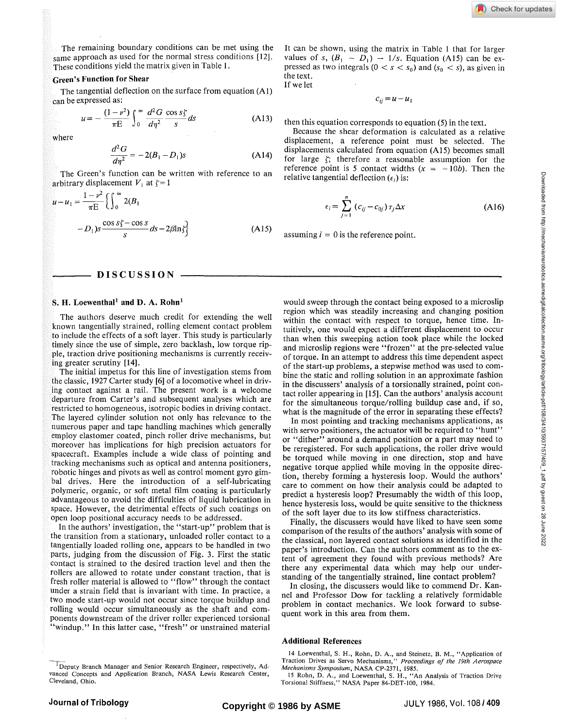The remaining boundary conditions can be met using the same approach as used for the normal stress conditions [12]. These conditions yield the matrix given in Table 1.

### Green's Function for Shear

The tangential deflection on the surface from equation (A1) can be expressed as:

$$u = -\frac{(1-\nu^2)}{\pi E}\int_0^\infty \frac{d^2G}{d\eta^2}\frac{\cos s\zeta}{s}ds \tag{A13}$$

where

$$\frac{d^2G}{d\eta^2} = -2(B_1 - D_1)s \tag{A14}$$

The Green's function can be written with reference to an arbitrary displacement $V_1$ at $\zeta = 1$

$$u - u_1 = \frac{1-\nu^2}{\pi E}\left\{\int_0^\infty 2(B_1 - D_1)s\frac{\cos s\zeta - \cos s}{s}ds - 2\beta \ln\zeta\right\} \tag{A15}$$

It can be shown, using the matrix in Table 1 that for larger values of $s$, $(B_1 - D_1) \rightarrow 1/s$. Equation (A15) can be expressed as two integrals $(0 < s < s_0)$ and $(s_0 < s)$, as given in the text.

If we let

$$c_{ij} = u - u_1$$

then this equation corresponds to equation (5) in the text.

Because the shear deformation is calculated as a relative displacement, a reference point must be selected. The displacements calculated from equation (A15) becomes small for large $\zeta$; therefore a reasonable assumption for the reference point is 5 contact widths ($x = -10b$). Then the relative tangential deflection ($\epsilon_i$) is:

$$\epsilon_i = \sum_{j=1}^{n}(c_{ij} - c_{0j})\tau_j \Delta x \tag{A16}$$

assuming $i = 0$ is the reference point.

## DISCUSSION

### S. H. Loewenthal[1] and D. A. Rohn[1]

The authors deserve much credit for extending the well known tangentially strained, rolling element contact problem to include the effects of a soft layer. This study is particularly timely since the use of simple, zero backlash, low torque ripple, traction drive positioning mechanisms is currently receiving greater scrutiny [14].

The initial impetus for this line of investigation stems from the classic, 1927 Carter study [6] of a locomotive wheel in driving contact against a rail. The present work is a welcome departure from Carter's and subsequent analyses which are restricted to homogeneous, isotropic bodies in driving contact. The layered cylinder solution not only has relevance to the numerous paper and tape handling machines which generally employ elastomer coated, pinch roller drive mechanisms, but moreover has implications for high precision actuators for spacecraft. Examples include a wide class of pointing and tracking mechanisms such as optical and antenna positioners, robotic hinges and pivots as well as control moment gyro gimbal drives. Here the introduction of a self-lubricating polymeric, organic, or soft metal film coating is particularly advantageous to avoid the difficulties of liquid lubrication in space. However, the detrimental effects of such coatings on open loop positional accuracy needs to be addressed.

In the authors' investigation, the "start-up" problem that is the transition from a stationary, unloaded roller contact to a tangentially loaded rolling one, appears to be handled in two parts, judging from the discussion of Fig. 3. First the static contact is strained to the desired traction level and then the rollers are allowed to rotate under constant traction, that is fresh roller material is allowed to "flow" through the contact under a strain field that is invariant with time. In practice, a two mode start-up would not occur since torque buildup and rolling would occur simultaneously as the shaft and components downstream of the driver roller experienced torsional "windup." In this latter case, "fresh" or unstrained material would sweep through the contact being exposed to a microslip region which was steadily increasing and changing position within the contact with respect to torque, hence time. Intuitively, one would expect a different displacement to occur than when this sweeping action took place while the locked and microslip regions were "frozen" at the pre-selected value of torque. In an attempt to address this time dependent aspect of the start-up problems, a stepwise method was used to combine the static and rolling solution in an approximate fashion in the discussers' analysis of a torsionally strained, point contact roller appearing in [15]. Can the authors' analysis account for the simultaneous torque/rolling buildup case and, if so, what is the magnitude of the error in separating these effects?

In most pointing and tracking mechanisms applications, as with servo positioners, the actuator will be required to "hunt" or "dither" around a demand position or a part may need to be reregistered. For such applications, the roller drive would be torqued while moving in one direction, stop and have negative torque applied while moving in the opposite direction, thereby forming a hysteresis loop. Would the authors' care to comment on how their analysis could be adapted to predict a hysteresis loop? Presumably the width of this loop, hence hysteresis loss, would be quite sensitive to the thickness of the soft layer due to its low stiffness characteristics.

Finally, the discussers would have liked to have seen some comparison of the results of the authors' analysis with some of the classical, non layered contact solutions as identified in the paper's introduction. Can the authors comment as to the extent of agreement they found with previous methods? Are there any experimental data which may help our understanding of the tangentially strained, line contact problem?

In closing, the discussers would like to commend Dr. Kannel and Professor Dow for tackling a relatively formidable problem in contact mechanics. We look forward to subsequent work in this area from them.

### Additional References

14 Loewenthal, S. H., Rohn, D. A., and Steinetz, B. M., "Application of Traction Drives as Servo Mechanisms," *Proceedings of the 19th Aerospace Mechanisms Symposium*, NASA CP-2371, 1985.

15 Rohn, D. A., and Loewenthal, S. H., "An Analysis of Traction Drive Torsional Stiffness," NASA Paper 84-DET-100, 1984.

[1] Deputy Branch Manager and Senior Research Engineer, respectively, Advanced Concepts and Application Branch, NASA Lewis Research Center, Cleveland, Ohio.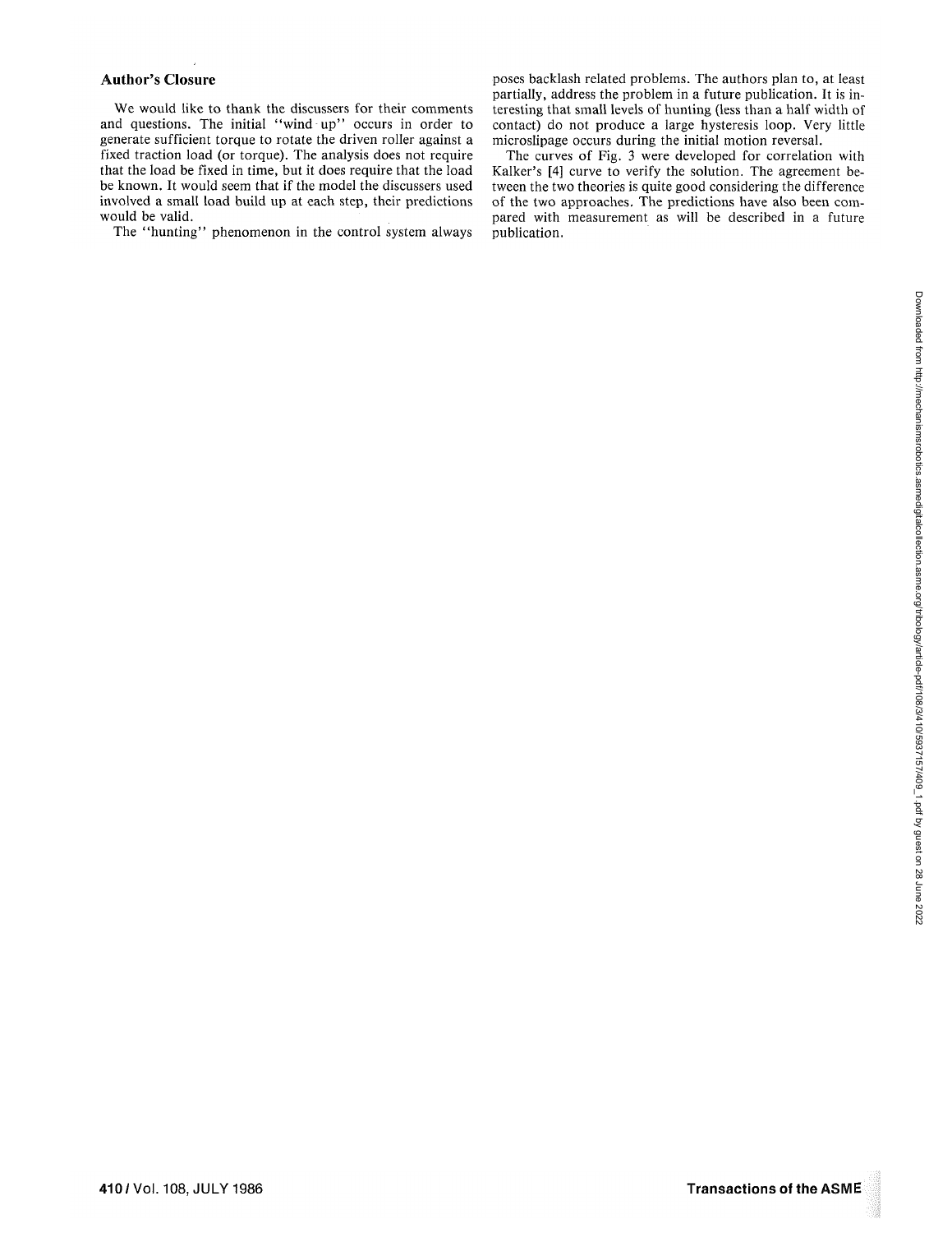## Author's Closure

We would like to thank the discussers for their comments and questions. The initial "wind up" occurs in order to generate sufficient torque to rotate the driven roller against a fixed traction load (or torque). The analysis does not require that the load be fixed in time, but it does require that the load be known. It would seem that if the model the discussers used involved a small load build up at each step, their predictions would be valid.

The "hunting" phenomenon in the control system always poses backlash related problems. The authors plan to, at least partially, address the problem in a future publication. It is interesting that small levels of hunting (less than a half width of contact) do not produce a large hysteresis loop. Very little microslipage occurs during the initial motion reversal.

The curves of Fig. 3 were developed for correlation with Kalker's [4] curve to verify the solution. The agreement between the two theories is quite good considering the difference of the two approaches. The predictions have also been compared with measurement as will be described in a future publication.